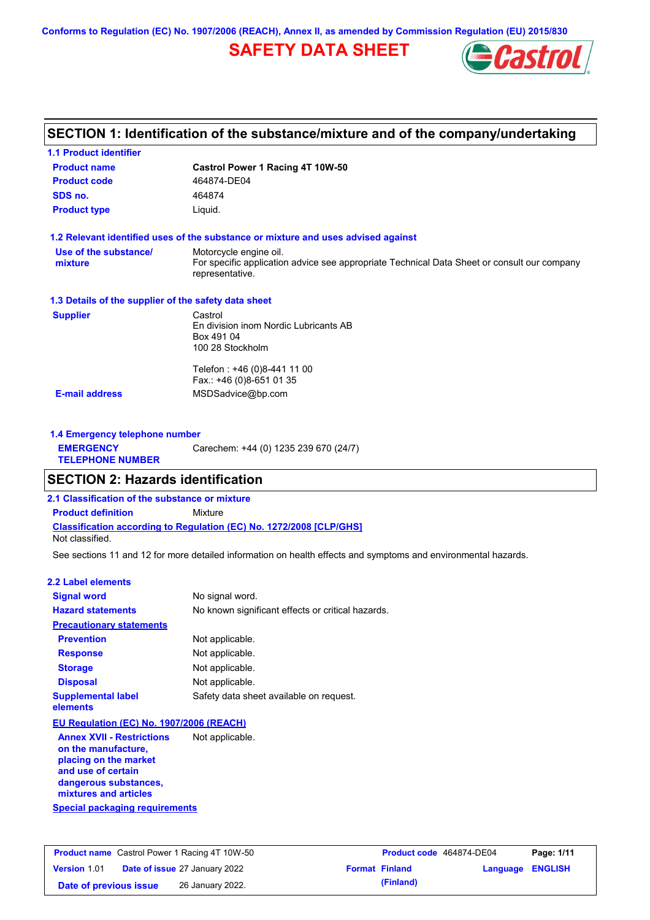Conforms to Regulation (EC) No. 1907/2006 (REACH), Annex II, as amended by Commission Regulation (EU) 2015/830

# SAFETY DATA SHEET

## SECTION 1: Identification of the substance/mixture and of the company/undertaking

### 1.1 Product identifier

| | |
|---|---|
| **Product name** | **Castrol Power 1 Racing 4T 10W-50** |
| **Product code** | 464874-DE04 |
| **SDS no.** | 464874 |
| **Product type** | Liquid. |

### 1.2 Relevant identified uses of the substance or mixture and uses advised against

| | |
|---|---|
| **Use of the substance/ mixture** | Motorcycle engine oil. For specific application advice see appropriate Technical Data Sheet or consult our company representative. |

### 1.3 Details of the supplier of the safety data sheet

| | |
|---|---|
| **Supplier** | Castrol<br>En division inom Nordic Lubricants AB<br>Box 491 04<br>100 28 Stockholm<br><br>Telefon : +46 (0)8-441 11 00<br>Fax.: +46 (0)8-651 01 35 |
| **E-mail address** | MSDSadvice@bp.com |

### 1.4 Emergency telephone number

| | |
|---|---|
| **EMERGENCY TELEPHONE NUMBER** | Carechem: +44 (0) 1235 239 670 (24/7) |

## SECTION 2: Hazards identification

### 2.1 Classification of the substance or mixture

**Product definition** Mixture

**Classification according to Regulation (EC) No. 1272/2008 [CLP/GHS]**

Not classified.

See sections 11 and 12 for more detailed information on health effects and symptoms and environmental hazards.

### 2.2 Label elements

| | |
|---|---|
| **Signal word** | No signal word. |
| **Hazard statements** | No known significant effects or critical hazards. |
| **Precautionary statements** | |
| **Prevention** | Not applicable. |
| **Response** | Not applicable. |
| **Storage** | Not applicable. |
| **Disposal** | Not applicable. |
| **Supplemental label elements** | Safety data sheet available on request. |

**EU Regulation (EC) No. 1907/2006 (REACH)**

| | |
|---|---|
| **Annex XVII - Restrictions on the manufacture, placing on the market and use of certain dangerous substances, mixtures and articles** | Not applicable. |

**Special packaging requirements**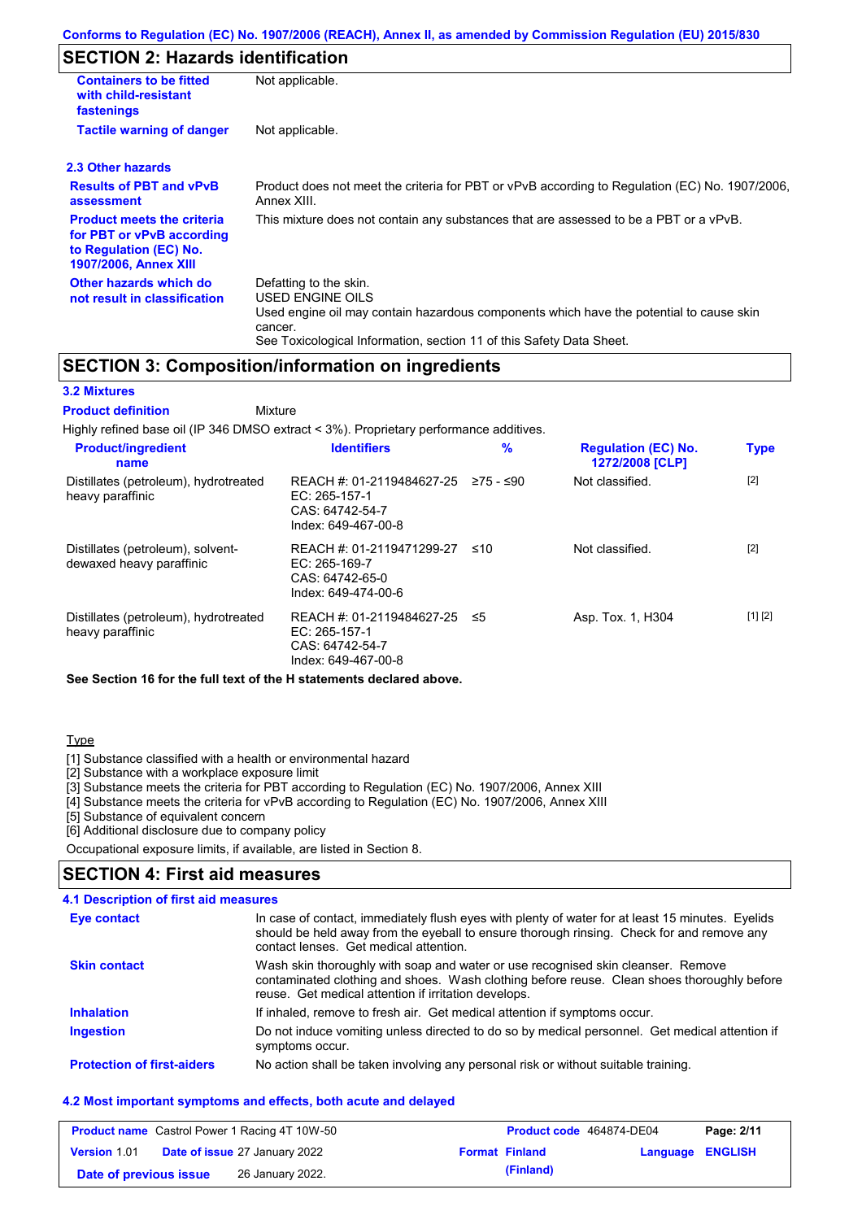## SECTION 2: Hazards identification

| | |
|---|---|
| **Containers to be fitted with child-resistant fastenings** | Not applicable. |
| **Tactile warning of danger** | Not applicable. |

### 2.3 Other hazards

| | |
|---|---|
| **Results of PBT and vPvB assessment** | Product does not meet the criteria for PBT or vPvB according to Regulation (EC) No. 1907/2006, Annex XIII. |
| **Product meets the criteria for PBT or vPvB according to Regulation (EC) No. 1907/2006, Annex XIII** | This mixture does not contain any substances that are assessed to be a PBT or a vPvB. |
| **Other hazards which do not result in classification** | Defatting to the skin.<br>USED ENGINE OILS<br>Used engine oil may contain hazardous components which have the potential to cause skin cancer.<br>See Toxicological Information, section 11 of this Safety Data Sheet. |

## SECTION 3: Composition/information on ingredients

### 3.2 Mixtures

**Product definition** Mixture

Highly refined base oil (IP 346 DMSO extract < 3%). Proprietary performance additives.

| Product/ingredient name | Identifiers | % | Regulation (EC) No. 1272/2008 [CLP] | Type |
|---|---|---|---|---|
| Distillates (petroleum), hydrotreated heavy paraffinic | REACH #: 01-2119484627-25<br>EC: 265-157-1<br>CAS: 64742-54-7<br>Index: 649-467-00-8 | ≥75 - ≤90 | Not classified. | [2] |
| Distillates (petroleum), solvent-dewaxed heavy paraffinic | REACH #: 01-2119471299-27<br>EC: 265-169-7<br>CAS: 64742-65-0<br>Index: 649-474-00-6 | ≤10 | Not classified. | [2] |
| Distillates (petroleum), hydrotreated heavy paraffinic | REACH #: 01-2119484627-25<br>EC: 265-157-1<br>CAS: 64742-54-7<br>Index: 649-467-00-8 | ≤5 | Asp. Tox. 1, H304 | [1] [2] |

**See Section 16 for the full text of the H statements declared above.**

Type

[1] Substance classified with a health or environmental hazard
[2] Substance with a workplace exposure limit
[3] Substance meets the criteria for PBT according to Regulation (EC) No. 1907/2006, Annex XIII
[4] Substance meets the criteria for vPvB according to Regulation (EC) No. 1907/2006, Annex XIII
[5] Substance of equivalent concern
[6] Additional disclosure due to company policy

Occupational exposure limits, if available, are listed in Section 8.

## SECTION 4: First aid measures

### 4.1 Description of first aid measures

| | |
|---|---|
| **Eye contact** | In case of contact, immediately flush eyes with plenty of water for at least 15 minutes. Eyelids should be held away from the eyeball to ensure thorough rinsing. Check for and remove any contact lenses. Get medical attention. |
| **Skin contact** | Wash skin thoroughly with soap and water or use recognised skin cleanser. Remove contaminated clothing and shoes. Wash clothing before reuse. Clean shoes thoroughly before reuse. Get medical attention if irritation develops. |
| **Inhalation** | If inhaled, remove to fresh air. Get medical attention if symptoms occur. |
| **Ingestion** | Do not induce vomiting unless directed to do so by medical personnel. Get medical attention if symptoms occur. |
| **Protection of first-aiders** | No action shall be taken involving any personal risk or without suitable training. |

### 4.2 Most important symptoms and effects, both acute and delayed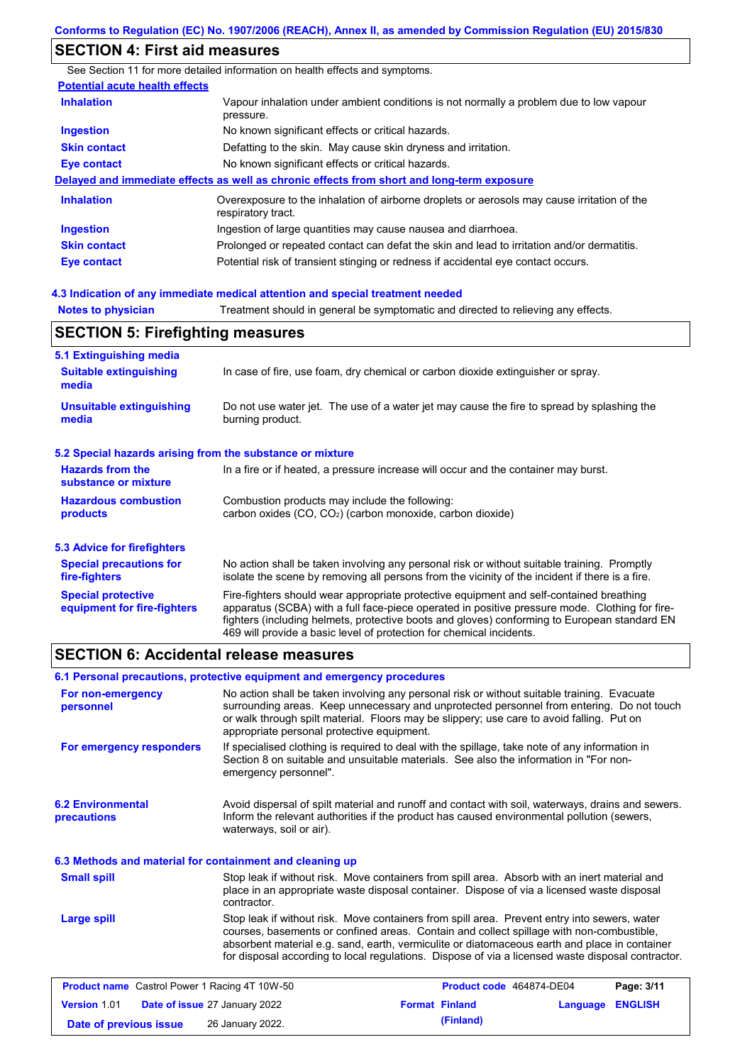## SECTION 4: First aid measures

See Section 11 for more detailed information on health effects and symptoms.

**Potential acute health effects**

| | |
|---|---|
| **Inhalation** | Vapour inhalation under ambient conditions is not normally a problem due to low vapour pressure. |
| **Ingestion** | No known significant effects or critical hazards. |
| **Skin contact** | Defatting to the skin. May cause skin dryness and irritation. |
| **Eye contact** | No known significant effects or critical hazards. |

**Delayed and immediate effects as well as chronic effects from short and long-term exposure**

| | |
|---|---|
| **Inhalation** | Overexposure to the inhalation of airborne droplets or aerosols may cause irritation of the respiratory tract. |
| **Ingestion** | Ingestion of large quantities may cause nausea and diarrhoea. |
| **Skin contact** | Prolonged or repeated contact can defat the skin and lead to irritation and/or dermatitis. |
| **Eye contact** | Potential risk of transient stinging or redness if accidental eye contact occurs. |

### 4.3 Indication of any immediate medical attention and special treatment needed

| | |
|---|---|
| **Notes to physician** | Treatment should in general be symptomatic and directed to relieving any effects. |

## SECTION 5: Firefighting measures

### 5.1 Extinguishing media

| | |
|---|---|
| **Suitable extinguishing media** | In case of fire, use foam, dry chemical or carbon dioxide extinguisher or spray. |
| **Unsuitable extinguishing media** | Do not use water jet. The use of a water jet may cause the fire to spread by splashing the burning product. |

### 5.2 Special hazards arising from the substance or mixture

| | |
|---|---|
| **Hazards from the substance or mixture** | In a fire or if heated, a pressure increase will occur and the container may burst. |
| **Hazardous combustion products** | Combustion products may include the following: carbon oxides (CO, $CO_2$) (carbon monoxide, carbon dioxide) |

### 5.3 Advice for firefighters

| | |
|---|---|
| **Special precautions for fire-fighters** | No action shall be taken involving any personal risk or without suitable training. Promptly isolate the scene by removing all persons from the vicinity of the incident if there is a fire. |
| **Special protective equipment for fire-fighters** | Fire-fighters should wear appropriate protective equipment and self-contained breathing apparatus (SCBA) with a full face-piece operated in positive pressure mode. Clothing for fire-fighters (including helmets, protective boots and gloves) conforming to European standard EN 469 will provide a basic level of protection for chemical incidents. |

## SECTION 6: Accidental release measures

### 6.1 Personal precautions, protective equipment and emergency procedures

| | |
|---|---|
| **For non-emergency personnel** | No action shall be taken involving any personal risk or without suitable training. Evacuate surrounding areas. Keep unnecessary and unprotected personnel from entering. Do not touch or walk through spilt material. Floors may be slippery; use care to avoid falling. Put on appropriate personal protective equipment. |
| **For emergency responders** | If specialised clothing is required to deal with the spillage, take note of any information in Section 8 on suitable and unsuitable materials. See also the information in "For non-emergency personnel". |

| | |
|---|---|
| **6.2 Environmental precautions** | Avoid dispersal of spilt material and runoff and contact with soil, waterways, drains and sewers. Inform the relevant authorities if the product has caused environmental pollution (sewers, waterways, soil or air). |

### 6.3 Methods and material for containment and cleaning up

| | |
|---|---|
| **Small spill** | Stop leak if without risk. Move containers from spill area. Absorb with an inert material and place in an appropriate waste disposal container. Dispose of via a licensed waste disposal contractor. |
| **Large spill** | Stop leak if without risk. Move containers from spill area. Prevent entry into sewers, water courses, basements or confined areas. Contain and collect spillage with non-combustible, absorbent material e.g. sand, earth, vermiculite or diatomaceous earth and place in container for disposal according to local regulations. Dispose of via a licensed waste disposal contractor. |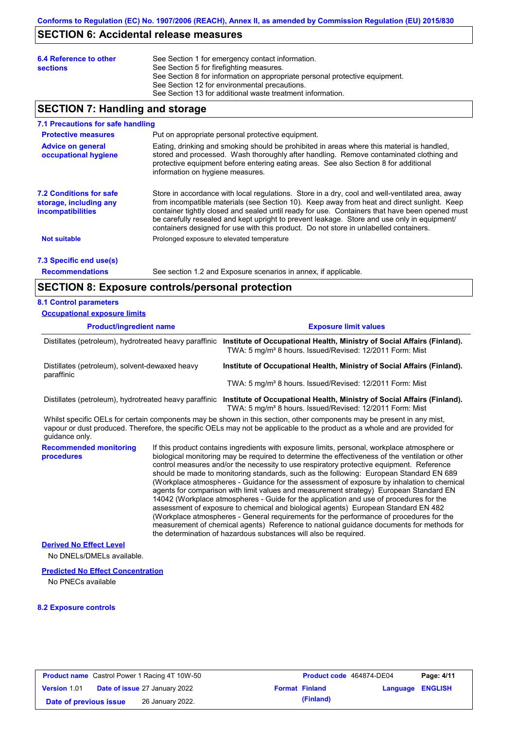## SECTION 6: Accidental release measures

| | |
|---|---|
| **6.4 Reference to other sections** | See Section 1 for emergency contact information.<br>See Section 5 for firefighting measures.<br>See Section 8 for information on appropriate personal protective equipment.<br>See Section 12 for environmental precautions.<br>See Section 13 for additional waste treatment information. |

## SECTION 7: Handling and storage

### 7.1 Precautions for safe handling

**Protective measures** Put on appropriate personal protective equipment.

**Advice on general occupational hygiene** Eating, drinking and smoking should be prohibited in areas where this material is handled, stored and processed. Wash thoroughly after handling. Remove contaminated clothing and protective equipment before entering eating areas. See also Section 8 for additional information on hygiene measures.

**7.2 Conditions for safe storage, including any incompatibilities** Store in accordance with local regulations. Store in a dry, cool and well-ventilated area, away from incompatible materials (see Section 10). Keep away from heat and direct sunlight. Keep container tightly closed and sealed until ready for use. Containers that have been opened must be carefully resealed and kept upright to prevent leakage. Store and use only in equipment/ containers designed for use with this product. Do not store in unlabelled containers.

**Not suitable** Prolonged exposure to elevated temperature

### 7.3 Specific end use(s)

**Recommendations** See section 1.2 and Exposure scenarios in annex, if applicable.

## SECTION 8: Exposure controls/personal protection

### 8.1 Control parameters

**Occupational exposure limits**

| Product/ingredient name | Exposure limit values |
|---|---|
| Distillates (petroleum), hydrotreated heavy paraffinic | **Institute of Occupational Health, Ministry of Social Affairs (Finland).**<br>TWA: 5 mg/m³ 8 hours. Issued/Revised: 12/2011 Form: Mist |
| Distillates (petroleum), solvent-dewaxed heavy paraffinic | **Institute of Occupational Health, Ministry of Social Affairs (Finland).**<br>TWA: 5 mg/m³ 8 hours. Issued/Revised: 12/2011 Form: Mist |
| Distillates (petroleum), hydrotreated heavy paraffinic | **Institute of Occupational Health, Ministry of Social Affairs (Finland).**<br>TWA: 5 mg/m³ 8 hours. Issued/Revised: 12/2011 Form: Mist |

Whilst specific OELs for certain components may be shown in this section, other components may be present in any mist, vapour or dust produced. Therefore, the specific OELs may not be applicable to the product as a whole and are provided for guidance only.

**Recommended monitoring procedures** If this product contains ingredients with exposure limits, personal, workplace atmosphere or biological monitoring may be required to determine the effectiveness of the ventilation or other control measures and/or the necessity to use respiratory protective equipment. Reference should be made to monitoring standards, such as the following: European Standard EN 689 (Workplace atmospheres - Guidance for the assessment of exposure by inhalation to chemical agents for comparison with limit values and measurement strategy) European Standard EN 14042 (Workplace atmospheres - Guide for the application and use of procedures for the assessment of exposure to chemical and biological agents) European Standard EN 482 (Workplace atmospheres - General requirements for the performance of procedures for the measurement of chemical agents) Reference to national guidance documents for methods for the determination of hazardous substances will also be required.

**Derived No Effect Level**

No DNELs/DMELs available.

**Predicted No Effect Concentration**

No PNECs available

### 8.2 Exposure controls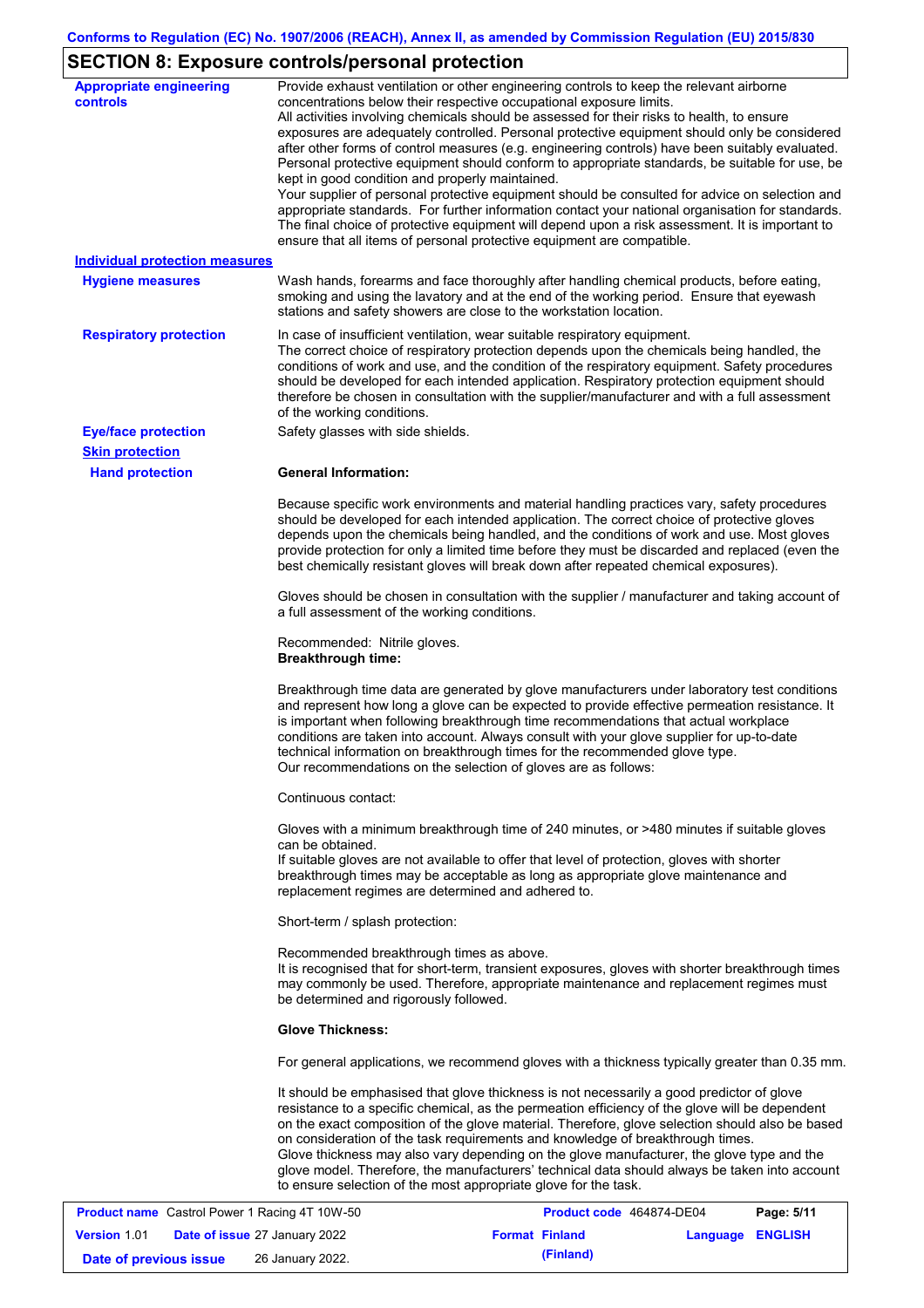## SECTION 8: Exposure controls/personal protection

**Appropriate engineering controls**

Provide exhaust ventilation or other engineering controls to keep the relevant airborne concentrations below their respective occupational exposure limits.
All activities involving chemicals should be assessed for their risks to health, to ensure exposures are adequately controlled. Personal protective equipment should only be considered after other forms of control measures (e.g. engineering controls) have been suitably evaluated. Personal protective equipment should conform to appropriate standards, be suitable for use, be kept in good condition and properly maintained.
Your supplier of personal protective equipment should be consulted for advice on selection and appropriate standards. For further information contact your national organisation for standards. The final choice of protective equipment will depend upon a risk assessment. It is important to ensure that all items of personal protective equipment are compatible.

**Individual protection measures**

**Hygiene measures**

Wash hands, forearms and face thoroughly after handling chemical products, before eating, smoking and using the lavatory and at the end of the working period. Ensure that eyewash stations and safety showers are close to the workstation location.

**Respiratory protection**

In case of insufficient ventilation, wear suitable respiratory equipment.
The correct choice of respiratory protection depends upon the chemicals being handled, the conditions of work and use, and the condition of the respiratory equipment. Safety procedures should be developed for each intended application. Respiratory protection equipment should therefore be chosen in consultation with the supplier/manufacturer and with a full assessment of the working conditions.

**Eye/face protection**

Safety glasses with side shields.

**Skin protection**

**Hand protection**

**General Information:**

Because specific work environments and material handling practices vary, safety procedures should be developed for each intended application. The correct choice of protective gloves depends upon the chemicals being handled, and the conditions of work and use. Most gloves provide protection for only a limited time before they must be discarded and replaced (even the best chemically resistant gloves will break down after repeated chemical exposures).

Gloves should be chosen in consultation with the supplier / manufacturer and taking account of a full assessment of the working conditions.

Recommended: Nitrile gloves.
**Breakthrough time:**

Breakthrough time data are generated by glove manufacturers under laboratory test conditions and represent how long a glove can be expected to provide effective permeation resistance. It is important when following breakthrough time recommendations that actual workplace conditions are taken into account. Always consult with your glove supplier for up-to-date technical information on breakthrough times for the recommended glove type.
Our recommendations on the selection of gloves are as follows:

Continuous contact:

Gloves with a minimum breakthrough time of 240 minutes, or >480 minutes if suitable gloves can be obtained.
If suitable gloves are not available to offer that level of protection, gloves with shorter breakthrough times may be acceptable as long as appropriate glove maintenance and replacement regimes are determined and adhered to.

Short-term / splash protection:

Recommended breakthrough times as above.
It is recognised that for short-term, transient exposures, gloves with shorter breakthrough times may commonly be used. Therefore, appropriate maintenance and replacement regimes must be determined and rigorously followed.

**Glove Thickness:**

For general applications, we recommend gloves with a thickness typically greater than 0.35 mm.

It should be emphasised that glove thickness is not necessarily a good predictor of glove resistance to a specific chemical, as the permeation efficiency of the glove will be dependent on the exact composition of the glove material. Therefore, glove selection should also be based on consideration of the task requirements and knowledge of breakthrough times.
Glove thickness may also vary depending on the glove manufacturer, the glove type and the glove model. Therefore, the manufacturers' technical data should always be taken into account to ensure selection of the most appropriate glove for the task.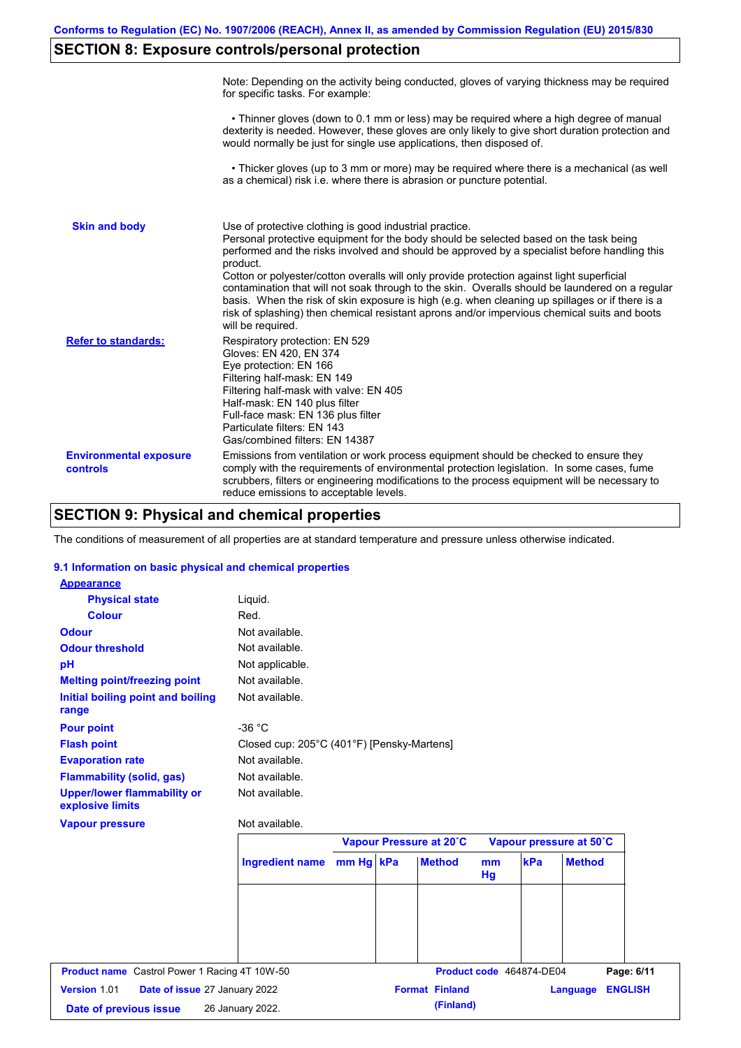## SECTION 8: Exposure controls/personal protection

Note: Depending on the activity being conducted, gloves of varying thickness may be required for specific tasks. For example:

• Thinner gloves (down to 0.1 mm or less) may be required where a high degree of manual dexterity is needed. However, these gloves are only likely to give short duration protection and would normally be just for single use applications, then disposed of.

• Thicker gloves (up to 3 mm or more) may be required where there is a mechanical (as well as a chemical) risk i.e. where there is abrasion or puncture potential.

**Skin and body**

Use of protective clothing is good industrial practice.
Personal protective equipment for the body should be selected based on the task being performed and the risks involved and should be approved by a specialist before handling this product.
Cotton or polyester/cotton overalls will only provide protection against light superficial contamination that will not soak through to the skin. Overalls should be laundered on a regular basis. When the risk of skin exposure is high (e.g. when cleaning up spillages or if there is a risk of splashing) then chemical resistant aprons and/or impervious chemical suits and boots will be required.

**Refer to standards:**

Respiratory protection: EN 529
Gloves: EN 420, EN 374
Eye protection: EN 166
Filtering half-mask: EN 149
Filtering half-mask with valve: EN 405
Half-mask: EN 140 plus filter
Full-face mask: EN 136 plus filter
Particulate filters: EN 143
Gas/combined filters: EN 14387

**Environmental exposure controls**

Emissions from ventilation or work process equipment should be checked to ensure they comply with the requirements of environmental protection legislation. In some cases, fume scrubbers, filters or engineering modifications to the process equipment will be necessary to reduce emissions to acceptable levels.

## SECTION 9: Physical and chemical properties

The conditions of measurement of all properties are at standard temperature and pressure unless otherwise indicated.

### 9.1 Information on basic physical and chemical properties

**Appearance**

| | |
|---|---|
| **Physical state** | Liquid. |
| **Colour** | Red. |
| **Odour** | Not available. |
| **Odour threshold** | Not available. |
| **pH** | Not applicable. |
| **Melting point/freezing point** | Not available. |
| **Initial boiling point and boiling range** | Not available. |
| **Pour point** | -36 °C |
| **Flash point** | Closed cup: 205°C (401°F) [Pensky-Martens] |
| **Evaporation rate** | Not available. |
| **Flammability (solid, gas)** | Not available. |
| **Upper/lower flammability or explosive limits** | Not available. |
| **Vapour pressure** | Not available. |

| | Vapour Pressure at 20˚C | | | Vapour pressure at 50˚C | | |
|---|---|---|---|---|---|---|
| Ingredient name | mm Hg | kPa | Method | mm Hg | kPa | Method |
| | | | | | | |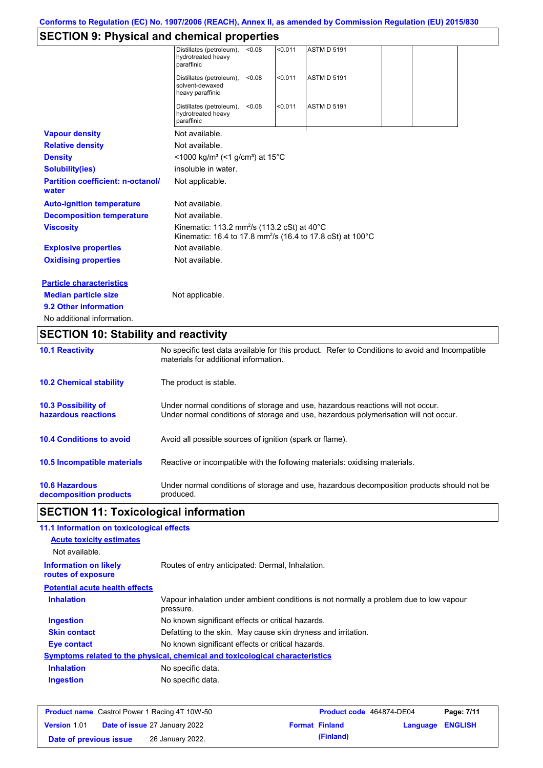## SECTION 9: Physical and chemical properties

| | | | | | | |
|---|---|---|---|---|---|---|
| Distillates (petroleum), hydrotreated heavy paraffinic | <0.08 | <0.011 | ASTM D 5191 | | | |
| Distillates (petroleum), solvent-dewaxed heavy paraffinic | <0.08 | <0.011 | ASTM D 5191 | | | |
| Distillates (petroleum), hydrotreated heavy paraffinic | <0.08 | <0.011 | ASTM D 5191 | | | |

**Vapour density** Not available.

**Relative density** Not available.

**Density** <1000 kg/m³ (<1 g/cm³) at 15°C

**Solubility(ies)** insoluble in water.

**Partition coefficient: n-octanol/water** Not applicable.

**Auto-ignition temperature** Not available.

**Decomposition temperature** Not available.

**Viscosity** Kinematic: 113.2 mm²/s (113.2 cSt) at 40°C
Kinematic: 16.4 to 17.8 mm²/s (16.4 to 17.8 cSt) at 100°C

**Explosive properties** Not available.

**Oxidising properties** Not available.

**Particle characteristics**

**Median particle size** Not applicable.

**9.2 Other information**

No additional information.

## SECTION 10: Stability and reactivity

**10.1 Reactivity** No specific test data available for this product. Refer to Conditions to avoid and Incompatible materials for additional information.

**10.2 Chemical stability** The product is stable.

**10.3 Possibility of hazardous reactions** Under normal conditions of storage and use, hazardous reactions will not occur.
Under normal conditions of storage and use, hazardous polymerisation will not occur.

**10.4 Conditions to avoid** Avoid all possible sources of ignition (spark or flame).

**10.5 Incompatible materials** Reactive or incompatible with the following materials: oxidising materials.

**10.6 Hazardous decomposition products** Under normal conditions of storage and use, hazardous decomposition products should not be produced.

## SECTION 11: Toxicological information

**11.1 Information on toxicological effects**

**Acute toxicity estimates**

Not available.

**Information on likely routes of exposure** Routes of entry anticipated: Dermal, Inhalation.

**Potential acute health effects**

**Inhalation** Vapour inhalation under ambient conditions is not normally a problem due to low vapour pressure.

**Ingestion** No known significant effects or critical hazards.

**Skin contact** Defatting to the skin. May cause skin dryness and irritation.

**Eye contact** No known significant effects or critical hazards.

**Symptoms related to the physical, chemical and toxicological characteristics**

**Inhalation** No specific data.

**Ingestion** No specific data.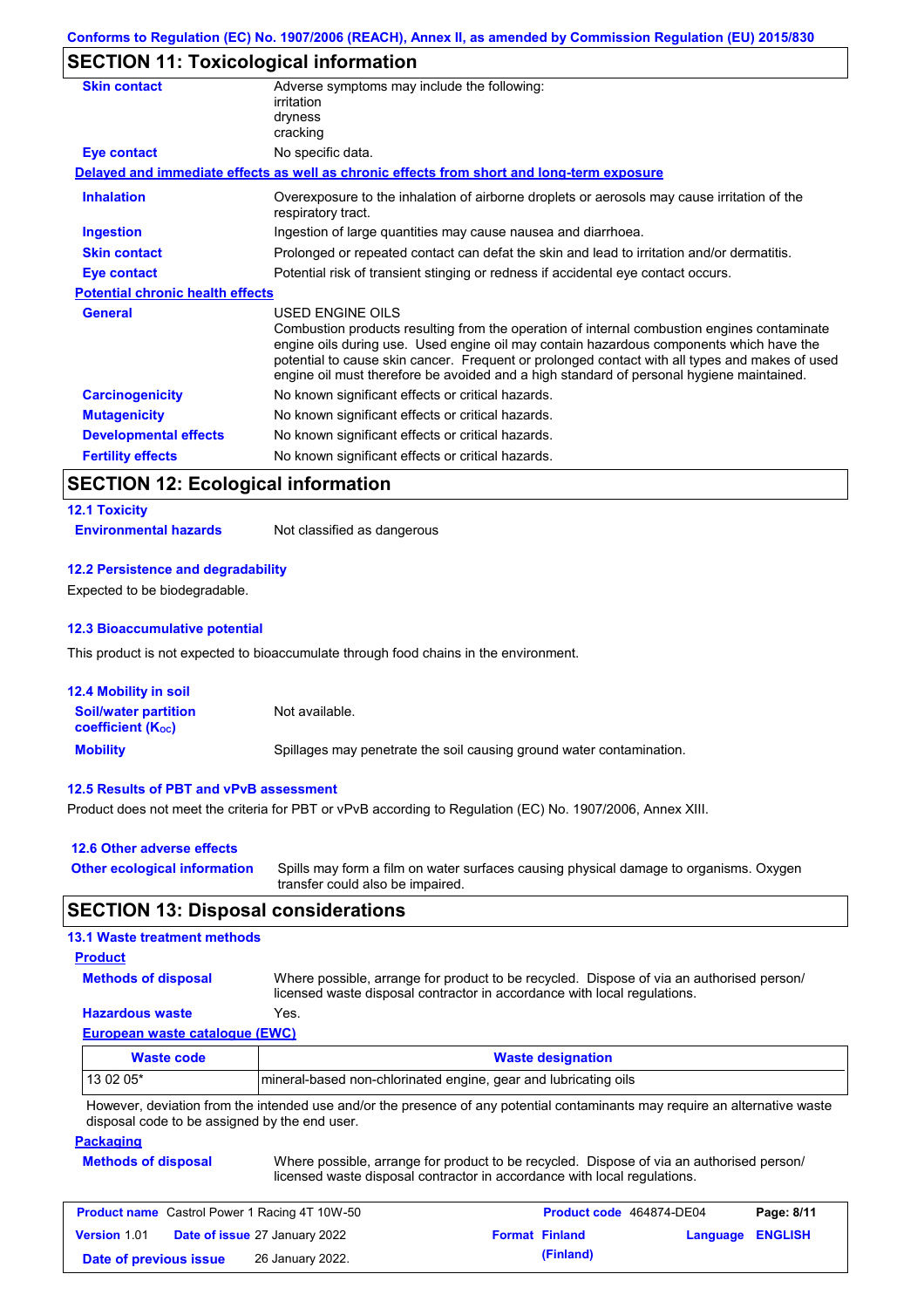Conforms to Regulation (EC) No. 1907/2006 (REACH), Annex II, as amended by Commission Regulation (EU) 2015/830

## SECTION 11: Toxicological information

| | |
|---|---|
| **Skin contact** | Adverse symptoms may include the following:<br>irritation<br>dryness<br>cracking |
| **Eye contact** | No specific data. |

**Delayed and immediate effects as well as chronic effects from short and long-term exposure**

| | |
|---|---|
| **Inhalation** | Overexposure to the inhalation of airborne droplets or aerosols may cause irritation of the respiratory tract. |
| **Ingestion** | Ingestion of large quantities may cause nausea and diarrhoea. |
| **Skin contact** | Prolonged or repeated contact can defat the skin and lead to irritation and/or dermatitis. |
| **Eye contact** | Potential risk of transient stinging or redness if accidental eye contact occurs. |

**Potential chronic health effects**

| | |
|---|---|
| **General** | USED ENGINE OILS<br>Combustion products resulting from the operation of internal combustion engines contaminate engine oils during use. Used engine oil may contain hazardous components which have the potential to cause skin cancer. Frequent or prolonged contact with all types and makes of used engine oil must therefore be avoided and a high standard of personal hygiene maintained. |
| **Carcinogenicity** | No known significant effects or critical hazards. |
| **Mutagenicity** | No known significant effects or critical hazards. |
| **Developmental effects** | No known significant effects or critical hazards. |
| **Fertility effects** | No known significant effects or critical hazards. |

## SECTION 12: Ecological information

### 12.1 Toxicity

**Environmental hazards** Not classified as dangerous

### 12.2 Persistence and degradability

Expected to be biodegradable.

### 12.3 Bioaccumulative potential

This product is not expected to bioaccumulate through food chains in the environment.

### 12.4 Mobility in soil

| | |
|---|---|
| **Soil/water partition coefficient ($K_{OC}$)** | Not available. |
| **Mobility** | Spillages may penetrate the soil causing ground water contamination. |

### 12.5 Results of PBT and vPvB assessment

Product does not meet the criteria for PBT or vPvB according to Regulation (EC) No. 1907/2006, Annex XIII.

### 12.6 Other adverse effects

**Other ecological information** Spills may form a film on water surfaces causing physical damage to organisms. Oxygen transfer could also be impaired.

## SECTION 13: Disposal considerations

### 13.1 Waste treatment methods

**Product**

| | |
|---|---|
| **Methods of disposal** | Where possible, arrange for product to be recycled. Dispose of via an authorised person/ licensed waste disposal contractor in accordance with local regulations. |
| **Hazardous waste** | Yes. |

**European waste catalogue (EWC)**

| Waste code | Waste designation |
|---|---|
| 13 02 05* | mineral-based non-chlorinated engine, gear and lubricating oils |

However, deviation from the intended use and/or the presence of any potential contaminants may require an alternative waste disposal code to be assigned by the end user.

**Packaging**

| | |
|---|---|
| **Methods of disposal** | Where possible, arrange for product to be recycled. Dispose of via an authorised person/ licensed waste disposal contractor in accordance with local regulations. |

| | | | |
|---|---|---|---|
| **Product name** Castrol Power 1 Racing 4T 10W-50 | | **Product code** 464874-DE04 | |
| **Version** 1.01 | **Date of issue** 27 January 2022 | **Format** Finland (Finland) | **Language** ENGLISH |
| **Date of previous issue** | 26 January 2022. | | |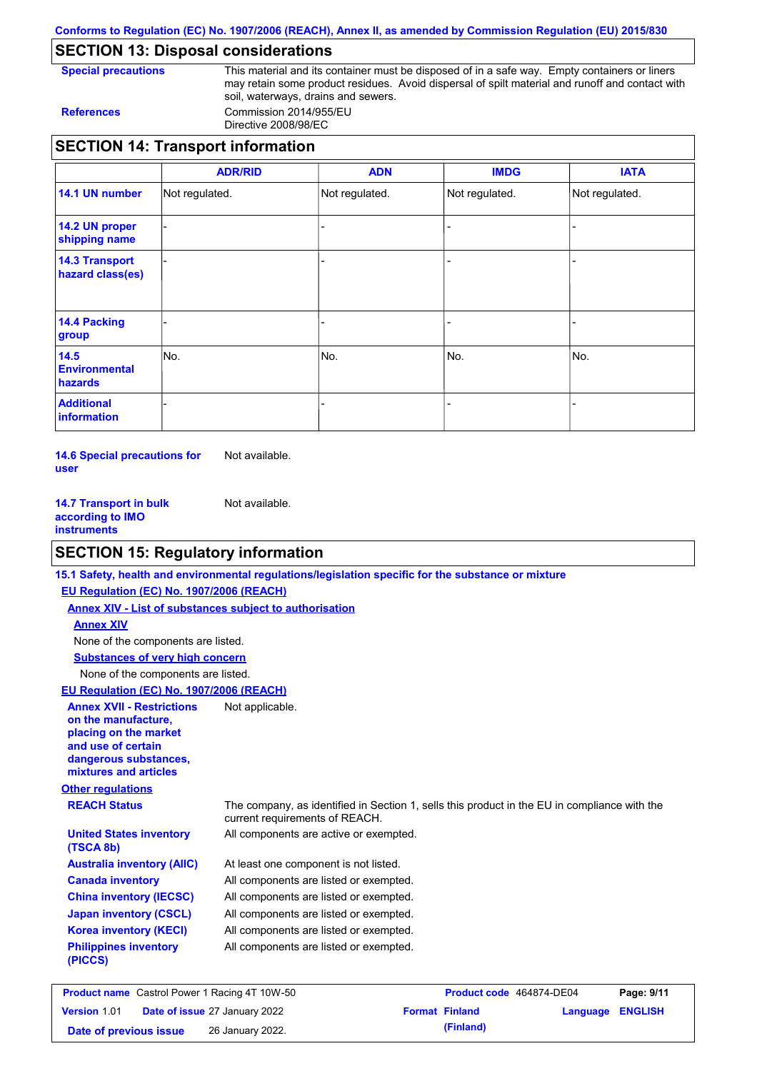## SECTION 13: Disposal considerations

**Special precautions** This material and its container must be disposed of in a safe way. Empty containers or liners may retain some product residues. Avoid dispersal of spilt material and runoff and contact with soil, waterways, drains and sewers.

**References** Commission 2014/955/EU
Directive 2008/98/EC

## SECTION 14: Transport information

| | ADR/RID | ADN | IMDG | IATA |
|---|---|---|---|---|
| **14.1 UN number** | Not regulated. | Not regulated. | Not regulated. | Not regulated. |
| **14.2 UN proper shipping name** | - | - | - | - |
| **14.3 Transport hazard class(es)** | - | - | - | - |
| **14.4 Packing group** | - | - | - | - |
| **14.5 Environmental hazards** | No. | No. | No. | No. |
| **Additional information** | - | - | - | - |

**14.6 Special precautions for user** Not available.

**14.7 Transport in bulk according to IMO instruments** Not available.

## SECTION 15: Regulatory information

**15.1 Safety, health and environmental regulations/legislation specific for the substance or mixture**

**EU Regulation (EC) No. 1907/2006 (REACH)**

**Annex XIV - List of substances subject to authorisation**

**Annex XIV**

None of the components are listed.

**Substances of very high concern**

None of the components are listed.

**EU Regulation (EC) No. 1907/2006 (REACH)**

**Annex XVII - Restrictions on the manufacture, placing on the market and use of certain dangerous substances, mixtures and articles** Not applicable.

**Other regulations**

**REACH Status** The company, as identified in Section 1, sells this product in the EU in compliance with the current requirements of REACH.

**United States inventory (TSCA 8b)** All components are active or exempted.

**Australia inventory (AIIC)** At least one component is not listed.

**Canada inventory** All components are listed or exempted.

**China inventory (IECSC)** All components are listed or exempted.

**Japan inventory (CSCL)** All components are listed or exempted.

**Korea inventory (KECI)** All components are listed or exempted.

**Philippines inventory (PICCS)** All components are listed or exempted.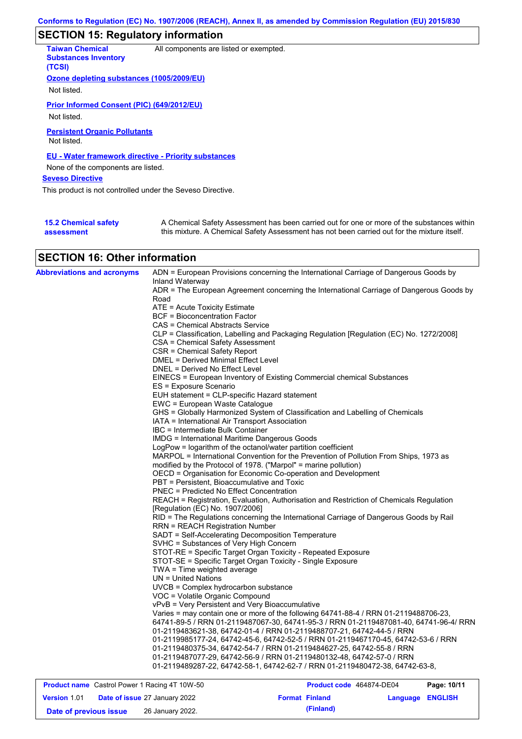## SECTION 15: Regulatory information

**Taiwan Chemical Substances Inventory (TCSI)**: All components are listed or exempted.

**Ozone depleting substances (1005/2009/EU)**

Not listed.

**Prior Informed Consent (PIC) (649/2012/EU)**

Not listed.

**Persistent Organic Pollutants**

Not listed.

**EU - Water framework directive - Priority substances**

None of the components are listed.

**Seveso Directive**

This product is not controlled under the Seveso Directive.

**15.2 Chemical safety assessment**: A Chemical Safety Assessment has been carried out for one or more of the substances within this mixture. A Chemical Safety Assessment has not been carried out for the mixture itself.

## SECTION 16: Other information

**Abbreviations and acronyms**

ADN = European Provisions concerning the International Carriage of Dangerous Goods by Inland Waterway
ADR = The European Agreement concerning the International Carriage of Dangerous Goods by Road
ATE = Acute Toxicity Estimate
BCF = Bioconcentration Factor
CAS = Chemical Abstracts Service
CLP = Classification, Labelling and Packaging Regulation [Regulation (EC) No. 1272/2008]
CSA = Chemical Safety Assessment
CSR = Chemical Safety Report
DMEL = Derived Minimal Effect Level
DNEL = Derived No Effect Level
EINECS = European Inventory of Existing Commercial chemical Substances
ES = Exposure Scenario
EUH statement = CLP-specific Hazard statement
EWC = European Waste Catalogue
GHS = Globally Harmonized System of Classification and Labelling of Chemicals
IATA = International Air Transport Association
IBC = Intermediate Bulk Container
IMDG = International Maritime Dangerous Goods
LogPow = logarithm of the octanol/water partition coefficient
MARPOL = International Convention for the Prevention of Pollution From Ships, 1973 as modified by the Protocol of 1978. ("Marpol" = marine pollution)
OECD = Organisation for Economic Co-operation and Development
PBT = Persistent, Bioaccumulative and Toxic
PNEC = Predicted No Effect Concentration
REACH = Registration, Evaluation, Authorisation and Restriction of Chemicals Regulation [Regulation (EC) No. 1907/2006]
RID = The Regulations concerning the International Carriage of Dangerous Goods by Rail
RRN = REACH Registration Number
SADT = Self-Accelerating Decomposition Temperature
SVHC = Substances of Very High Concern
STOT-RE = Specific Target Organ Toxicity - Repeated Exposure
STOT-SE = Specific Target Organ Toxicity - Single Exposure
TWA = Time weighted average
UN = United Nations
UVCB = Complex hydrocarbon substance
VOC = Volatile Organic Compound
vPvB = Very Persistent and Very Bioaccumulative
Varies = may contain one or more of the following 64741-88-4 / RRN 01-2119488706-23, 64741-89-5 / RRN 01-2119487067-30, 64741-95-3 / RRN 01-2119487081-40, 64741-96-4/ RRN 01-2119483621-38, 64742-01-4 / RRN 01-2119488707-21, 64742-44-5 / RRN 01-2119985177-24, 64742-45-6, 64742-52-5 / RRN 01-2119467170-45, 64742-53-6 / RRN 01-2119480375-34, 64742-54-7 / RRN 01-2119484627-25, 64742-55-8 / RRN 01-2119487077-29, 64742-56-9 / RRN 01-2119480132-48, 64742-57-0 / RRN 01-2119489287-22, 64742-58-1, 64742-62-7 / RRN 01-2119480472-38, 64742-63-8,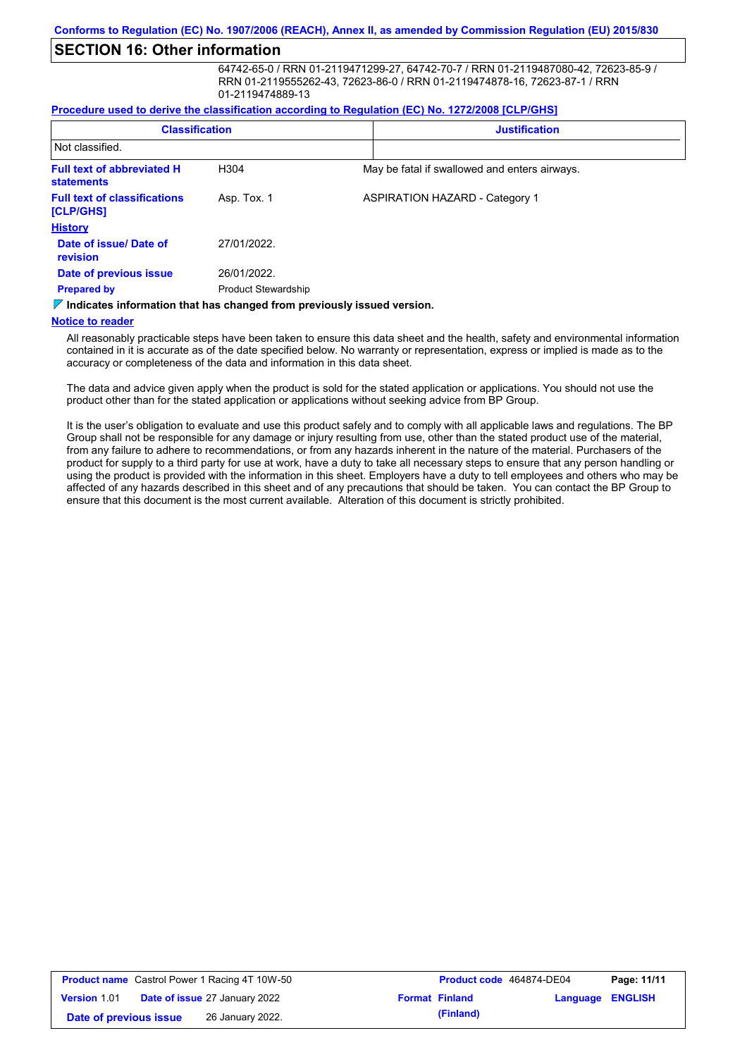## SECTION 16: Other information

64742-65-0 / RRN 01-2119471299-27, 64742-70-7 / RRN 01-2119487080-42, 72623-85-9 / RRN 01-2119555262-43, 72623-86-0 / RRN 01-2119474878-16, 72623-87-1 / RRN 01-2119474889-13

**Procedure used to derive the classification according to Regulation (EC) No. 1272/2008 [CLP/GHS]**

| Classification | Justification |
|---|---|
| Not classified. | |

| | | |
|---|---|---|
| **Full text of abbreviated H statements** | H304 | May be fatal if swallowed and enters airways. |
| **Full text of classifications [CLP/GHS]** | Asp. Tox. 1 | ASPIRATION HAZARD - Category 1 |

**History**

| | |
|---|---|
| **Date of issue/ Date of revision** | 27/01/2022. |
| **Date of previous issue** | 26/01/2022. |
| **Prepared by** | Product Stewardship |

**Indicates information that has changed from previously issued version.**

**Notice to reader**

All reasonably practicable steps have been taken to ensure this data sheet and the health, safety and environmental information contained in it is accurate as of the date specified below. No warranty or representation, express or implied is made as to the accuracy or completeness of the data and information in this data sheet.

The data and advice given apply when the product is sold for the stated application or applications. You should not use the product other than for the stated application or applications without seeking advice from BP Group.

It is the user's obligation to evaluate and use this product safely and to comply with all applicable laws and regulations. The BP Group shall not be responsible for any damage or injury resulting from use, other than the stated product use of the material, from any failure to adhere to recommendations, or from any hazards inherent in the nature of the material. Purchasers of the product for supply to a third party for use at work, have a duty to take all necessary steps to ensure that any person handling or using the product is provided with the information in this sheet. Employers have a duty to tell employees and others who may be affected of any hazards described in this sheet and of any precautions that should be taken. You can contact the BP Group to ensure that this document is the most current available. Alteration of this document is strictly prohibited.